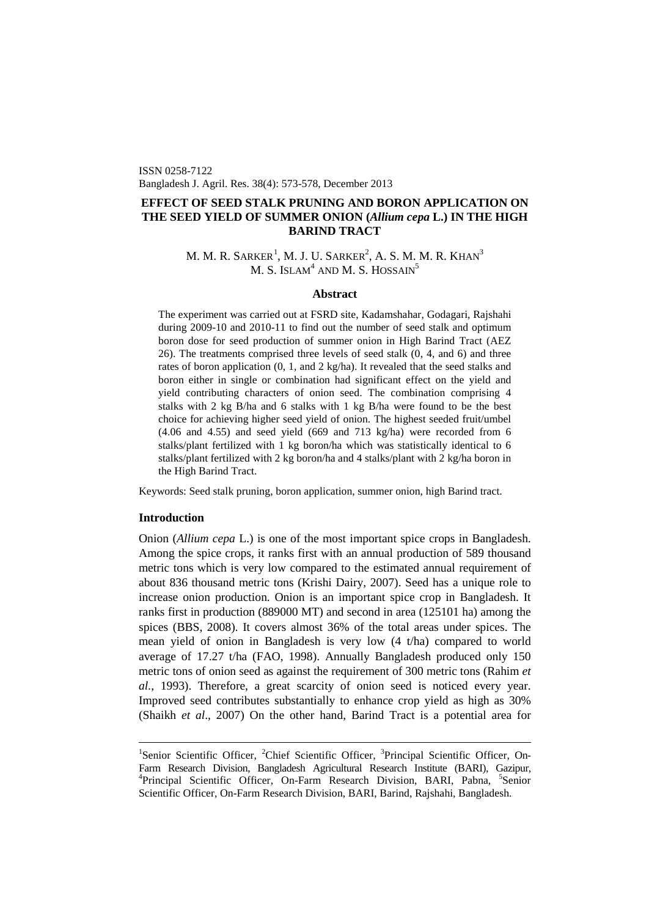ISSN 0258-7122
Bangladesh J. Agril. Res. 38(4): 573-578, December 2013

# EFFECT OF SEED STALK PRUNING AND BORON APPLICATION ON THE SEED YIELD OF SUMMER ONION (*Allium cepa* L.) IN THE HIGH BARIND TRACT

M. M. R. SARKER[1], M. J. U. SARKER[2], A. S. M. M. R. KHAN[3]
M. S. ISLAM[4] AND M. S. HOSSAIN[5]

## Abstract

The experiment was carried out at FSRD site, Kadamshahar, Godagari, Rajshahi during 2009-10 and 2010-11 to find out the number of seed stalk and optimum boron dose for seed production of summer onion in High Barind Tract (AEZ 26). The treatments comprised three levels of seed stalk (0, 4, and 6) and three rates of boron application (0, 1, and 2 kg/ha). It revealed that the seed stalks and boron either in single or combination had significant effect on the yield and yield contributing characters of onion seed. The combination comprising 4 stalks with 2 kg B/ha and 6 stalks with 1 kg B/ha were found to be the best choice for achieving higher seed yield of onion. The highest seeded fruit/umbel (4.06 and 4.55) and seed yield (669 and 713 kg/ha) were recorded from 6 stalks/plant fertilized with 1 kg boron/ha which was statistically identical to 6 stalks/plant fertilized with 2 kg boron/ha and 4 stalks/plant with 2 kg/ha boron in the High Barind Tract.

Keywords: Seed stalk pruning, boron application, summer onion, high Barind tract.

## Introduction

Onion (*Allium cepa* L.) is one of the most important spice crops in Bangladesh. Among the spice crops, it ranks first with an annual production of 589 thousand metric tons which is very low compared to the estimated annual requirement of about 836 thousand metric tons (Krishi Dairy, 2007). Seed has a unique role to increase onion production. Onion is an important spice crop in Bangladesh. It ranks first in production (889000 MT) and second in area (125101 ha) among the spices (BBS, 2008). It covers almost 36% of the total areas under spices. The mean yield of onion in Bangladesh is very low (4 t/ha) compared to world average of 17.27 t/ha (FAO, 1998). Annually Bangladesh produced only 150 metric tons of onion seed as against the requirement of 300 metric tons (Rahim *et al*., 1993). Therefore, a great scarcity of onion seed is noticed every year. Improved seed contributes substantially to enhance crop yield as high as 30% (Shaikh *et al*., 2007) On the other hand, Barind Tract is a potential area for

---

[1]Senior Scientific Officer, [2]Chief Scientific Officer, [3]Principal Scientific Officer, On-Farm Research Division, Bangladesh Agricultural Research Institute (BARI), Gazipur, [4]Principal Scientific Officer, On-Farm Research Division, BARI, Pabna, [5]Senior Scientific Officer, On-Farm Research Division, BARI, Barind, Rajshahi, Bangladesh.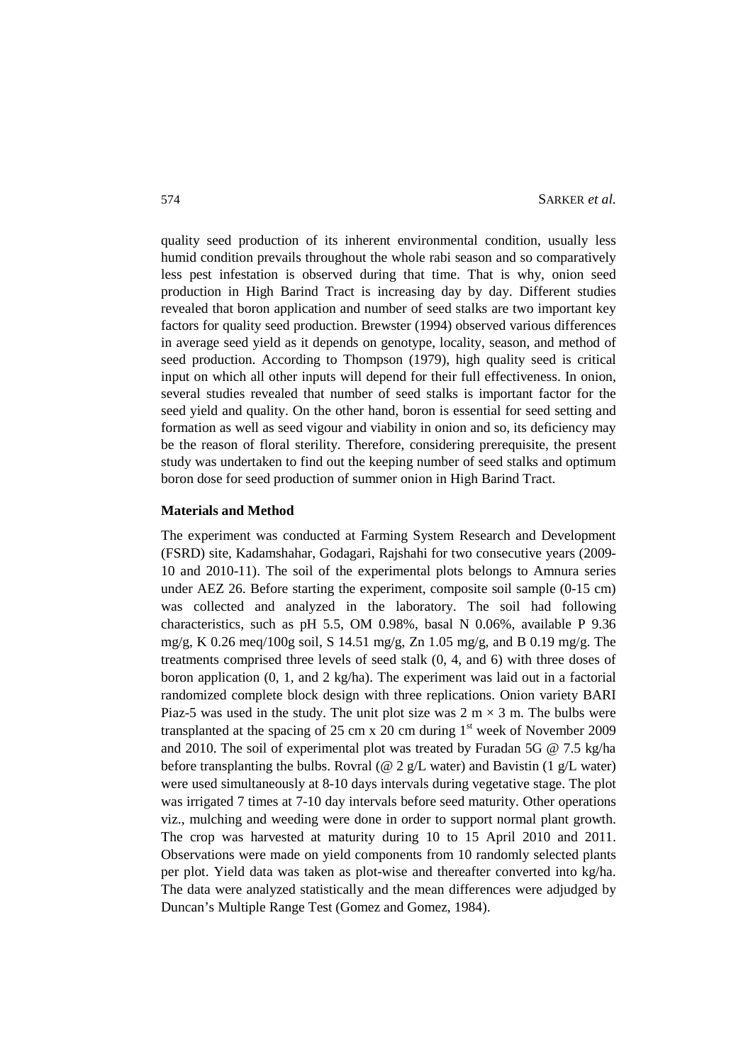quality seed production of its inherent environmental condition, usually less humid condition prevails throughout the whole rabi season and so comparatively less pest infestation is observed during that time. That is why, onion seed production in High Barind Tract is increasing day by day. Different studies revealed that boron application and number of seed stalks are two important key factors for quality seed production. Brewster (1994) observed various differences in average seed yield as it depends on genotype, locality, season, and method of seed production. According to Thompson (1979), high quality seed is critical input on which all other inputs will depend for their full effectiveness. In onion, several studies revealed that number of seed stalks is important factor for the seed yield and quality. On the other hand, boron is essential for seed setting and formation as well as seed vigour and viability in onion and so, its deficiency may be the reason of floral sterility. Therefore, considering prerequisite, the present study was undertaken to find out the keeping number of seed stalks and optimum boron dose for seed production of summer onion in High Barind Tract.

**Materials and Method**

The experiment was conducted at Farming System Research and Development (FSRD) site, Kadamshahar, Godagari, Rajshahi for two consecutive years (2009-10 and 2010-11). The soil of the experimental plots belongs to Amnura series under AEZ 26. Before starting the experiment, composite soil sample (0-15 cm) was collected and analyzed in the laboratory. The soil had following characteristics, such as pH 5.5, OM 0.98%, basal N 0.06%, available P 9.36 mg/g, K 0.26 meq/100g soil, S 14.51 mg/g, Zn 1.05 mg/g, and B 0.19 mg/g. The treatments comprised three levels of seed stalk (0, 4, and 6) with three doses of boron application (0, 1, and 2 kg/ha). The experiment was laid out in a factorial randomized complete block design with three replications. Onion variety BARI Piaz-5 was used in the study. The unit plot size was 2 m × 3 m. The bulbs were transplanted at the spacing of 25 cm x 20 cm during 1st week of November 2009 and 2010. The soil of experimental plot was treated by Furadan 5G @ 7.5 kg/ha before transplanting the bulbs. Rovral (@ 2 g/L water) and Bavistin (1 g/L water) were used simultaneously at 8-10 days intervals during vegetative stage. The plot was irrigated 7 times at 7-10 day intervals before seed maturity. Other operations viz., mulching and weeding were done in order to support normal plant growth. The crop was harvested at maturity during 10 to 15 April 2010 and 2011. Observations were made on yield components from 10 randomly selected plants per plot. Yield data was taken as plot-wise and thereafter converted into kg/ha. The data were analyzed statistically and the mean differences were adjudged by Duncan's Multiple Range Test (Gomez and Gomez, 1984).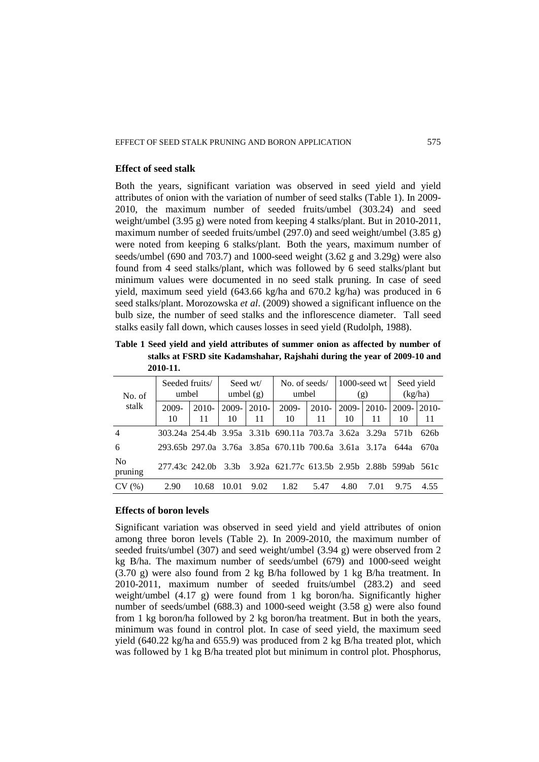### Effect of seed stalk

Both the years, significant variation was observed in seed yield and yield attributes of onion with the variation of number of seed stalks (Table 1). In 2009-2010, the maximum number of seeded fruits/umbel (303.24) and seed weight/umbel (3.95 g) were noted from keeping 4 stalks/plant. But in 2010-2011, maximum number of seeded fruits/umbel (297.0) and seed weight/umbel (3.85 g) were noted from keeping 6 stalks/plant. Both the years, maximum number of seeds/umbel (690 and 703.7) and 1000-seed weight (3.62 g and 3.29g) were also found from 4 seed stalks/plant, which was followed by 6 seed stalks/plant but minimum values were documented in no seed stalk pruning. In case of seed yield, maximum seed yield (643.66 kg/ha and 670.2 kg/ha) was produced in 6 seed stalks/plant. Morozowska *et al*. (2009) showed a significant influence on the bulb size, the number of seed stalks and the inflorescence diameter. Tall seed stalks easily fall down, which causes losses in seed yield (Rudolph, 1988).

**Table 1 Seed yield and yield attributes of summer onion as affected by number of stalks at FSRD site Kadamshahar, Rajshahi during the year of 2009-10 and 2010-11.**

| No. of stalk | Seeded fruits/ umbel | | Seed wt/ umbel (g) | | No. of seeds/ umbel | | 1000-seed wt (g) | | Seed yield (kg/ha) | |
|---|---|---|---|---|---|---|---|---|---|---|
| | 2009-10 | 2010-11 | 2009-10 | 2010-11 | 2009-10 | 2010-11 | 2009-10 | 2010-11 | 2009-10 | 2010-11 |
| 4 | 303.24a | 254.4b | 3.95a | 3.31b | 690.11a | 703.7a | 3.62a | 3.29a | 571b | 626b |
| 6 | 293.65b | 297.0a | 3.76a | 3.85a | 670.11b | 700.6a | 3.61a | 3.17a | 644a | 670a |
| No pruning | 277.43c | 242.0b | 3.3b | 3.92a | 621.77c | 613.5b | 2.95b | 2.88b | 599ab | 561c |
| CV (%) | 2.90 | 10.68 | 10.01 | 9.02 | 1.82 | 5.47 | 4.80 | 7.01 | 9.75 | 4.55 |

### Effects of boron levels

Significant variation was observed in seed yield and yield attributes of onion among three boron levels (Table 2). In 2009-2010, the maximum number of seeded fruits/umbel (307) and seed weight/umbel (3.94 g) were observed from 2 kg B/ha. The maximum number of seeds/umbel (679) and 1000-seed weight (3.70 g) were also found from 2 kg B/ha followed by 1 kg B/ha treatment. In 2010-2011, maximum number of seeded fruits/umbel (283.2) and seed weight/umbel (4.17 g) were found from 1 kg boron/ha. Significantly higher number of seeds/umbel (688.3) and 1000-seed weight (3.58 g) were also found from 1 kg boron/ha followed by 2 kg boron/ha treatment. But in both the years, minimum was found in control plot. In case of seed yield, the maximum seed yield (640.22 kg/ha and 655.9) was produced from 2 kg B/ha treated plot, which was followed by 1 kg B/ha treated plot but minimum in control plot. Phosphorus,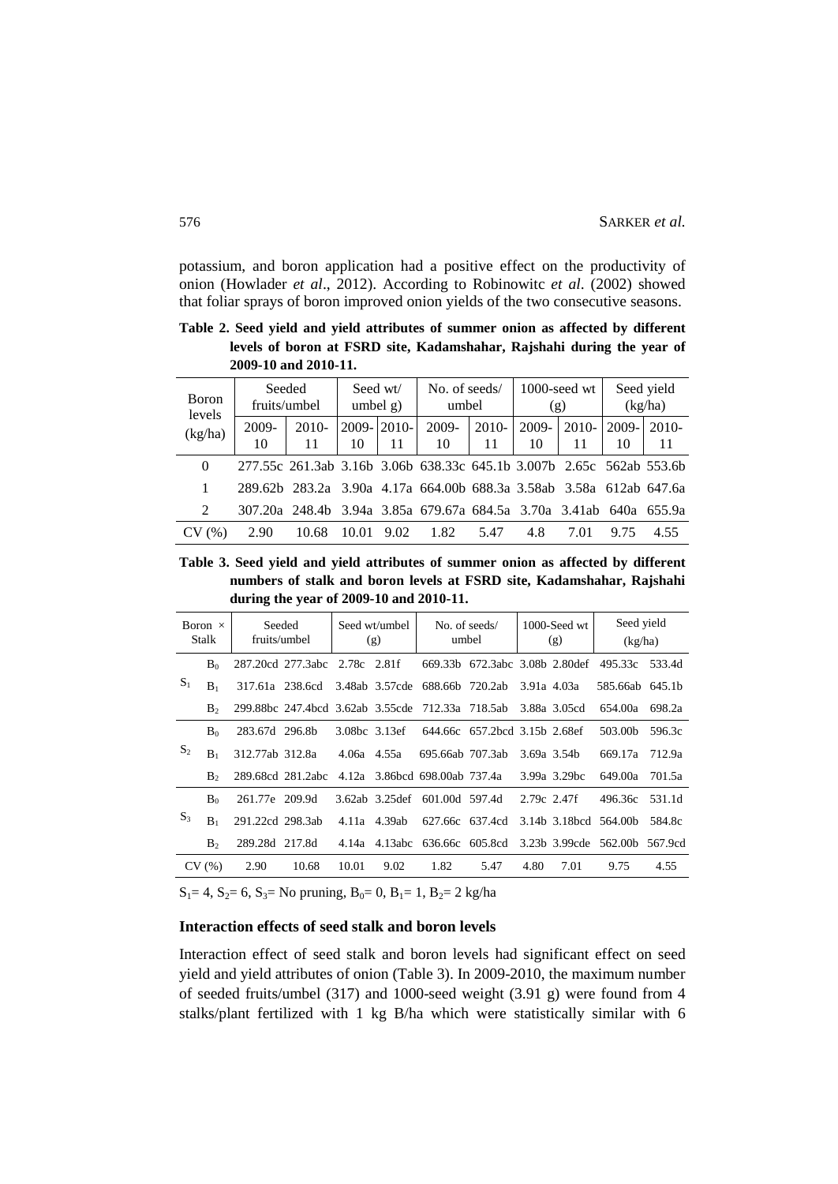potassium, and boron application had a positive effect on the productivity of onion (Howlader *et al*., 2012). According to Robinowitc *et al*. (2002) showed that foliar sprays of boron improved onion yields of the two consecutive seasons.

**Table 2. Seed yield and yield attributes of summer onion as affected by different levels of boron at FSRD site, Kadamshahar, Rajshahi during the year of 2009-10 and 2010-11.**

| Boron levels (kg/ha) | Seeded fruits/umbel | | Seed wt/ umbel g) | | No. of seeds/ umbel | | 1000-seed wt (g) | | Seed yield (kg/ha) | |
|---|---|---|---|---|---|---|---|---|---|---|
| | 2009-10 | 2010-11 | 2009-10 | 2010-11 | 2009-10 | 2010-11 | 2009-10 | 2010-11 | 2009-10 | 2010-11 |
| 0 | 277.55c | 261.3ab | 3.16b | 3.06b | 638.33c | 645.1b | 3.007b | 2.65c | 562ab | 553.6b |
| 1 | 289.62b | 283.2a | 3.90a | 4.17a | 664.00b | 688.3a | 3.58ab | 3.58a | 612ab | 647.6a |
| 2 | 307.20a | 248.4b | 3.94a | 3.85a | 679.67a | 684.5a | 3.70a | 3.41ab | 640a | 655.9a |
| CV (%) | 2.90 | 10.68 | 10.01 | 9.02 | 1.82 | 5.47 | 4.8 | 7.01 | 9.75 | 4.55 |

**Table 3. Seed yield and yield attributes of summer onion as affected by different numbers of stalk and boron levels at FSRD site, Kadamshahar, Rajshahi during the year of 2009-10 and 2010-11.**

| Boron × Stalk | | Seeded fruits/umbel | | Seed wt/umbel (g) | | No. of seeds/ umbel | | 1000-Seed wt (g) | | Seed yield (kg/ha) | |
|---|---|---|---|---|---|---|---|---|---|---|---|
| $S_1$ | $B_0$ | 287.20cd | 277.3abc | 2.78c | 2.81f | 669.33b | 672.3abc | 3.08b | 2.80def | 495.33c | 533.4d |
| | $B_1$ | 317.61a | 238.6cd | 3.48ab | 3.57cde | 688.66b | 720.2ab | 3.91a | 4.03a | 585.66ab | 645.1b |
| | $B_2$ | 299.88bc | 247.4bcd | 3.62ab | 3.55cde | 712.33a | 718.5ab | 3.88a | 3.05cd | 654.00a | 698.2a |
| $S_2$ | $B_0$ | 283.67d | 296.8b | 3.08bc | 3.13ef | 644.66c | 657.2bcd | 3.15b | 2.68ef | 503.00b | 596.3c |
| | $B_1$ | 312.77ab | 312.8a | 4.06a | 4.55a | 695.66ab | 707.3ab | 3.69a | 3.54b | 669.17a | 712.9a |
| | $B_2$ | 289.68cd | 281.2abc | 4.12a | 3.86bcd | 698.00ab | 737.4a | 3.99a | 3.29bc | 649.00a | 701.5a |
| $S_3$ | $B_0$ | 261.77e | 209.9d | 3.62ab | 3.25def | 601.00d | 597.4d | 2.79c | 2.47f | 496.36c | 531.1d |
| | $B_1$ | 291.22cd | 298.3ab | 4.11a | 4.39ab | 627.66c | 637.4cd | 3.14b | 3.18bcd | 564.00b | 584.8c |
| | $B_2$ | 289.28d | 217.8d | 4.14a | 4.13abc | 636.66c | 605.8cd | 3.23b | 3.99cde | 562.00b | 567.9cd |
| CV (%) | | 2.90 | 10.68 | 10.01 | 9.02 | 1.82 | 5.47 | 4.80 | 7.01 | 9.75 | 4.55 |

$S_1$= 4, $S_2$= 6, $S_3$= No pruning, $B_0$= 0, $B_1$= 1, $B_2$= 2 kg/ha

### Interaction effects of seed stalk and boron levels

Interaction effect of seed stalk and boron levels had significant effect on seed yield and yield attributes of onion (Table 3). In 2009-2010, the maximum number of seeded fruits/umbel (317) and 1000-seed weight (3.91 g) were found from 4 stalks/plant fertilized with 1 kg B/ha which were statistically similar with 6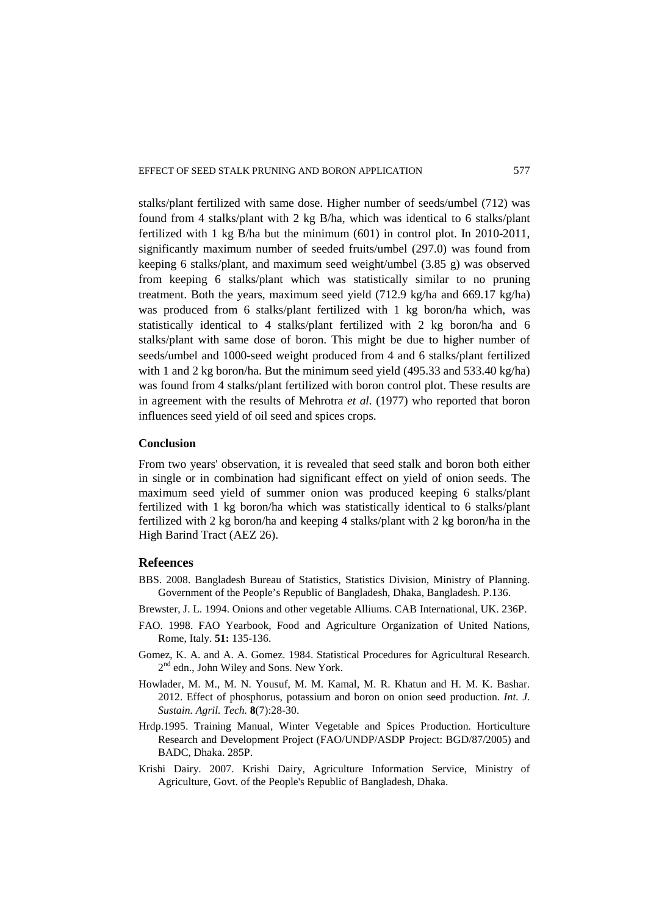stalks/plant fertilized with same dose. Higher number of seeds/umbel (712) was found from 4 stalks/plant with 2 kg B/ha, which was identical to 6 stalks/plant fertilized with 1 kg B/ha but the minimum (601) in control plot. In 2010-2011, significantly maximum number of seeded fruits/umbel (297.0) was found from keeping 6 stalks/plant, and maximum seed weight/umbel (3.85 g) was observed from keeping 6 stalks/plant which was statistically similar to no pruning treatment. Both the years, maximum seed yield (712.9 kg/ha and 669.17 kg/ha) was produced from 6 stalks/plant fertilized with 1 kg boron/ha which, was statistically identical to 4 stalks/plant fertilized with 2 kg boron/ha and 6 stalks/plant with same dose of boron. This might be due to higher number of seeds/umbel and 1000-seed weight produced from 4 and 6 stalks/plant fertilized with 1 and 2 kg boron/ha. But the minimum seed yield (495.33 and 533.40 kg/ha) was found from 4 stalks/plant fertilized with boron control plot. These results are in agreement with the results of Mehrotra *et al.* (1977) who reported that boron influences seed yield of oil seed and spices crops.

### Conclusion

From two years' observation, it is revealed that seed stalk and boron both either in single or in combination had significant effect on yield of onion seeds. The maximum seed yield of summer onion was produced keeping 6 stalks/plant fertilized with 1 kg boron/ha which was statistically identical to 6 stalks/plant fertilized with 2 kg boron/ha and keeping 4 stalks/plant with 2 kg boron/ha in the High Barind Tract (AEZ 26).

## Refeences

BBS. 2008. Bangladesh Bureau of Statistics, Statistics Division, Ministry of Planning. Government of the People's Republic of Bangladesh, Dhaka, Bangladesh. P.136.

Brewster, J. L. 1994. Onions and other vegetable Alliums. CAB International, UK. 236P.

FAO. 1998. FAO Yearbook, Food and Agriculture Organization of United Nations, Rome, Italy. **51:** 135-136.

Gomez, K. A. and A. A. Gomez. 1984. Statistical Procedures for Agricultural Research. 2nd edn., John Wiley and Sons. New York.

Howlader, M. M., M. N. Yousuf, M. M. Kamal, M. R. Khatun and H. M. K. Bashar. 2012. Effect of phosphorus, potassium and boron on onion seed production. *Int. J. Sustain. Agril. Tech.* **8**(7):28-30.

Hrdp.1995. Training Manual, Winter Vegetable and Spices Production. Horticulture Research and Development Project (FAO/UNDP/ASDP Project: BGD/87/2005) and BADC, Dhaka. 285P.

Krishi Dairy. 2007. Krishi Dairy, Agriculture Information Service, Ministry of Agriculture, Govt. of the People's Republic of Bangladesh, Dhaka.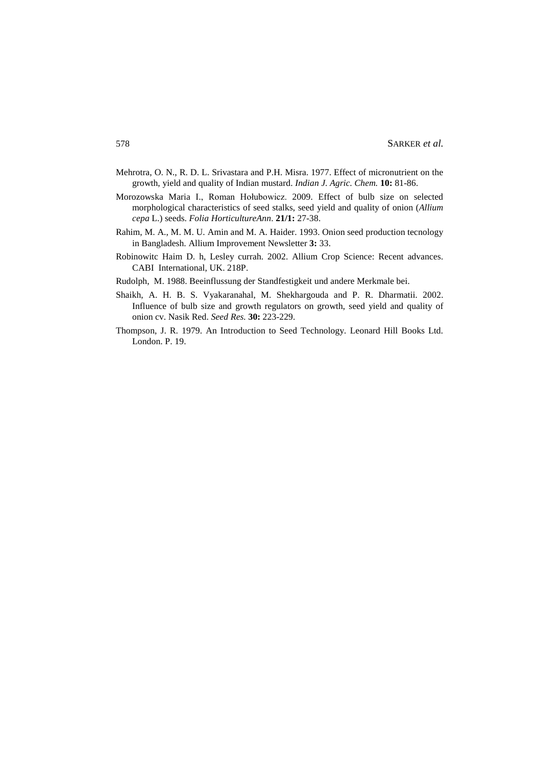Mehrotra, O. N., R. D. L. Srivastara and P.H. Misra. 1977. Effect of micronutrient on the growth, yield and quality of Indian mustard. *Indian J. Agric. Chem.* **10:** 81-86.

Morozowska Maria I., Roman Hołubowicz. 2009. Effect of bulb size on selected morphological characteristics of seed stalks, seed yield and quality of onion (*Allium cepa* L.) seeds. *Folia HorticultureAnn*. **21/1:** 27-38.

Rahim, M. A., M. M. U. Amin and M. A. Haider. 1993. Onion seed production tecnology in Bangladesh. Allium Improvement Newsletter **3:** 33.

Robinowitc Haim D. h, Lesley currah. 2002. Allium Crop Science: Recent advances. CABI International, UK. 218P.

Rudolph, M. 1988. Beeinflussung der Standfestigkeit und andere Merkmale bei.

Shaikh, A. H. B. S. Vyakaranahal, M. Shekhargouda and P. R. Dharmatii. 2002. Influence of bulb size and growth regulators on growth, seed yield and quality of onion cv. Nasik Red. *Seed Res.* **30:** 223-229.

Thompson, J. R. 1979. An Introduction to Seed Technology. Leonard Hill Books Ltd. London. P. 19.